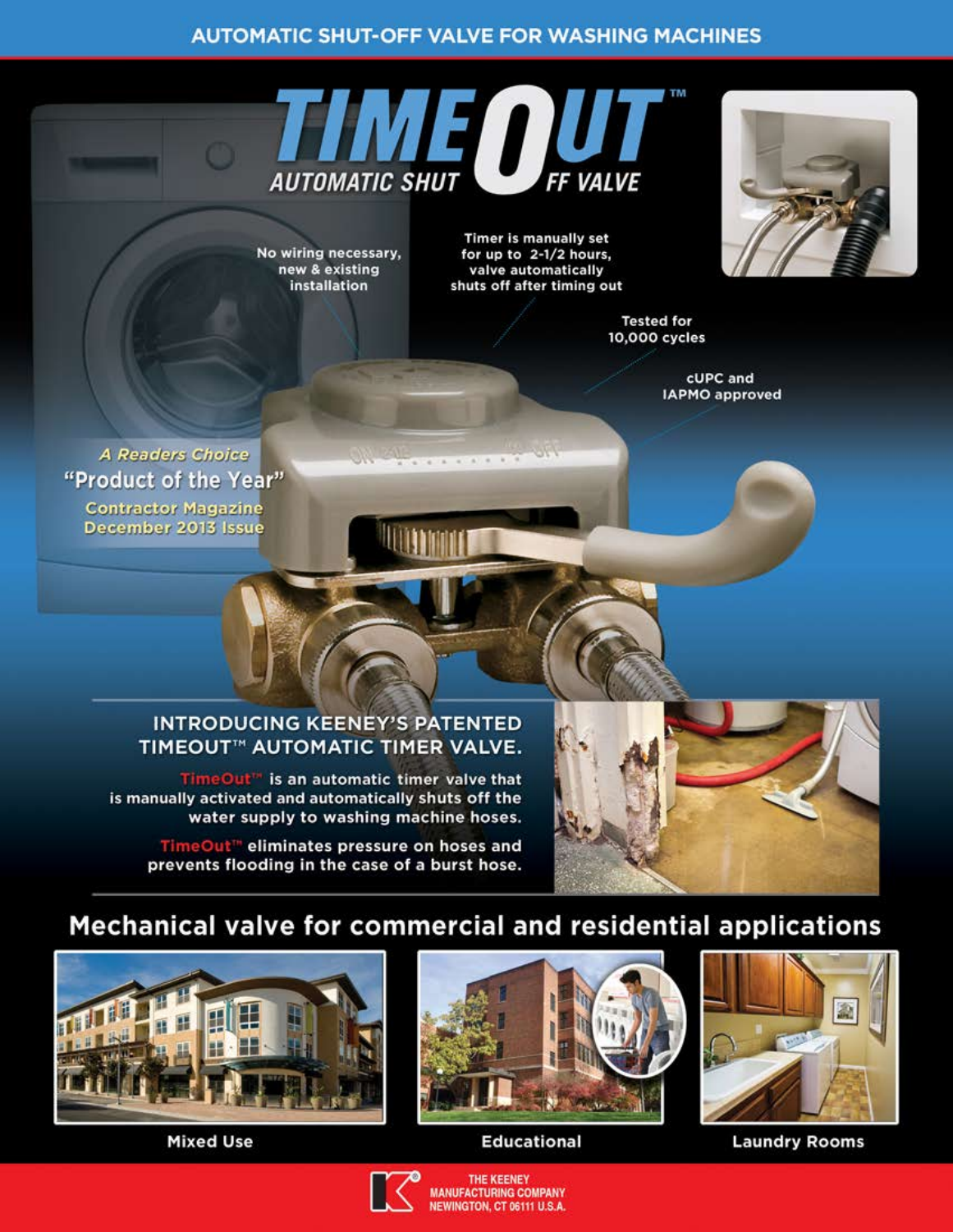# AUTOMATIC SHUT-OFF VALVE FOR WASHING MACHINES

## TIMEOUT™ AUTOMATIC SHUT OFF VALVE

No wiring necessary, new & existing installation

Timer is manually set for up to 2-1/2 hours, valve automatically shuts off after timing out

Tested for 10,000 cycles

cUPC and IAPMO approved

*A Readers Choice*
**"Product of the Year"**
Contractor Magazine December 2013 Issue

## INTRODUCING KEENEY'S PATENTED TIMEOUT™ AUTOMATIC TIMER VALVE.

**TimeOut™** is an automatic timer valve that is manually activated and automatically shuts off the water supply to washing machine hoses.

**TimeOut™** eliminates pressure on hoses and prevents flooding in the case of a burst hose.

## Mechanical valve for commercial and residential applications

Mixed Use

Educational

Laundry Rooms

THE KEENEY MANUFACTURING COMPANY
NEWINGTON, CT 06111 U.S.A.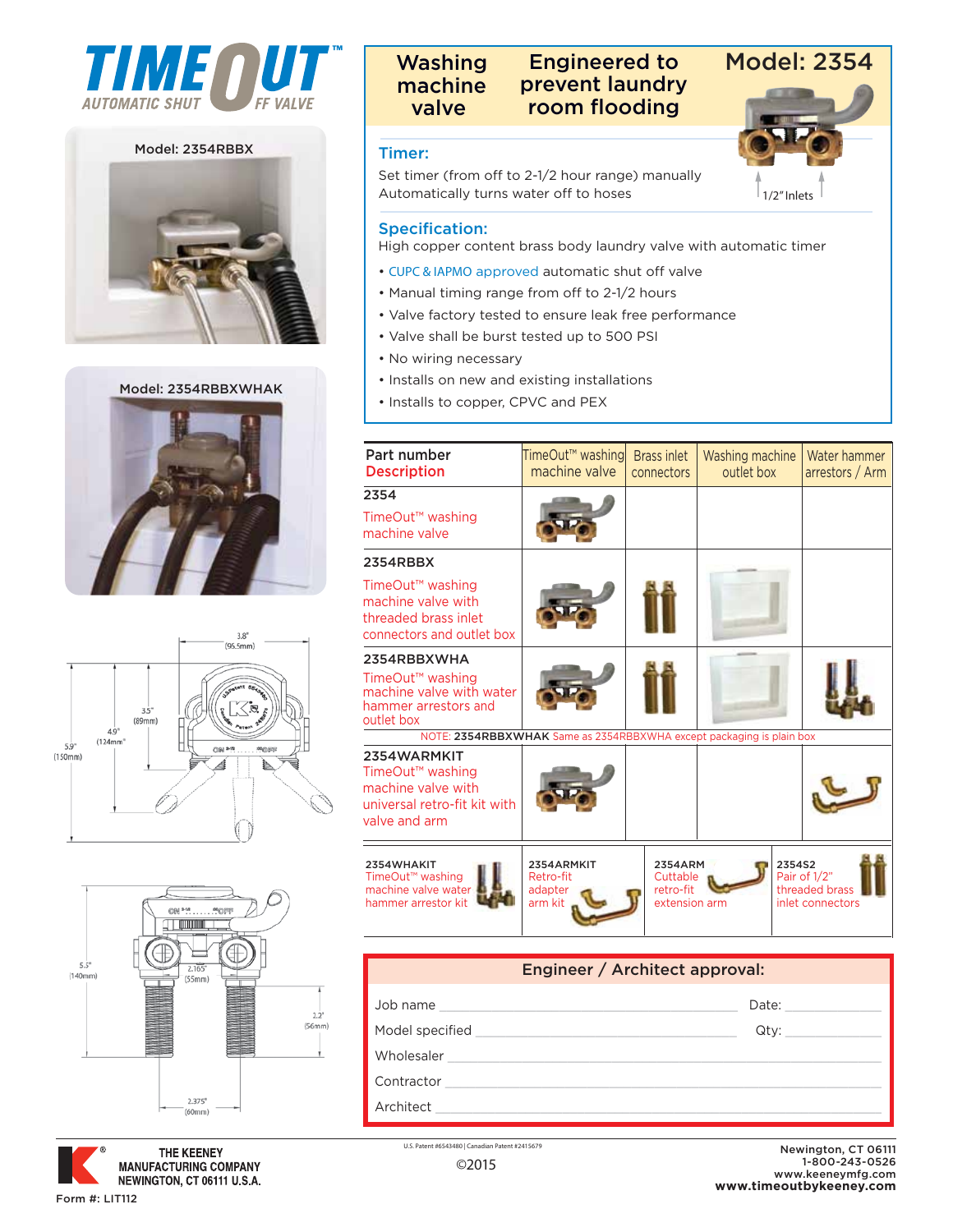# TIMEOUT™ AUTOMATIC SHUT OFF VALVE

Model: 2354RBBX

Model: 2354RBBXWHAK

3.8" (95.5mm)

3.5" (89mm)

4.9" (124mm)

5.9" (150mm)

5.5" (140mm)

2.165" (55mm)

2.2" (56mm)

2.375" (60mm)

## Washing machine valve | Engineered to prevent laundry room flooding | Model: 2354

1/2" Inlets

### Timer:

Set timer (from off to 2-1/2 hour range) manually
Automatically turns water off to hoses

### Specification:

High copper content brass body laundry valve with automatic timer

- CUPC & IAPMO approved automatic shut off valve
- Manual timing range from off to 2-1/2 hours
- Valve factory tested to ensure leak free performance
- Valve shall be burst tested up to 500 PSI
- No wiring necessary
- Installs on new and existing installations
- Installs to copper, CPVC and PEX

| Part number / Description | TimeOut™ washing machine valve | Brass inlet connectors | Washing machine outlet box | Water hammer arrestors / Arm |
|---|---|---|---|---|
| **2354** TimeOut™ washing machine valve | ✓ | | | |
| **2354RBBX** TimeOut™ washing machine valve with threaded brass inlet connectors and outlet box | ✓ | ✓ | ✓ | |
| **2354RBBXWHA** TimeOut™ washing machine valve with water hammer arrestors and outlet box | ✓ | ✓ | ✓ | ✓ |
| NOTE: **2354RBBXWHAK** Same as 2354RBBXWHA except packaging is plain box | | | | |
| **2354WARMKIT** TimeOut™ washing machine valve with universal retro-fit kit with valve and arm | ✓ | | | ✓ |

| | | | |
|---|---|---|---|
| **2354WHAKIT** TimeOut™ washing machine valve water hammer arrestor kit | **2354ARMKIT** Retro-fit adapter arm kit | **2354ARM** Cuttable retro-fit extension arm | **2354S2** Pair of 1/2" threaded brass inlet connectors |

## Engineer / Architect approval:

Job name ______________________ Date: __________

Model specified ______________________ Qty: __________

Wholesaler ______________________

Contractor ______________________

Architect ______________________

THE KEENEY MANUFACTURING COMPANY
NEWINGTON, CT 06111 U.S.A.

Form #: LIT112

U.S. Patent #6543480 | Canadian Patent #2415679

©2015

Newington, CT 06111
1-800-243-0526
www.keeneymfg.com
www.timeoutbykeeney.com